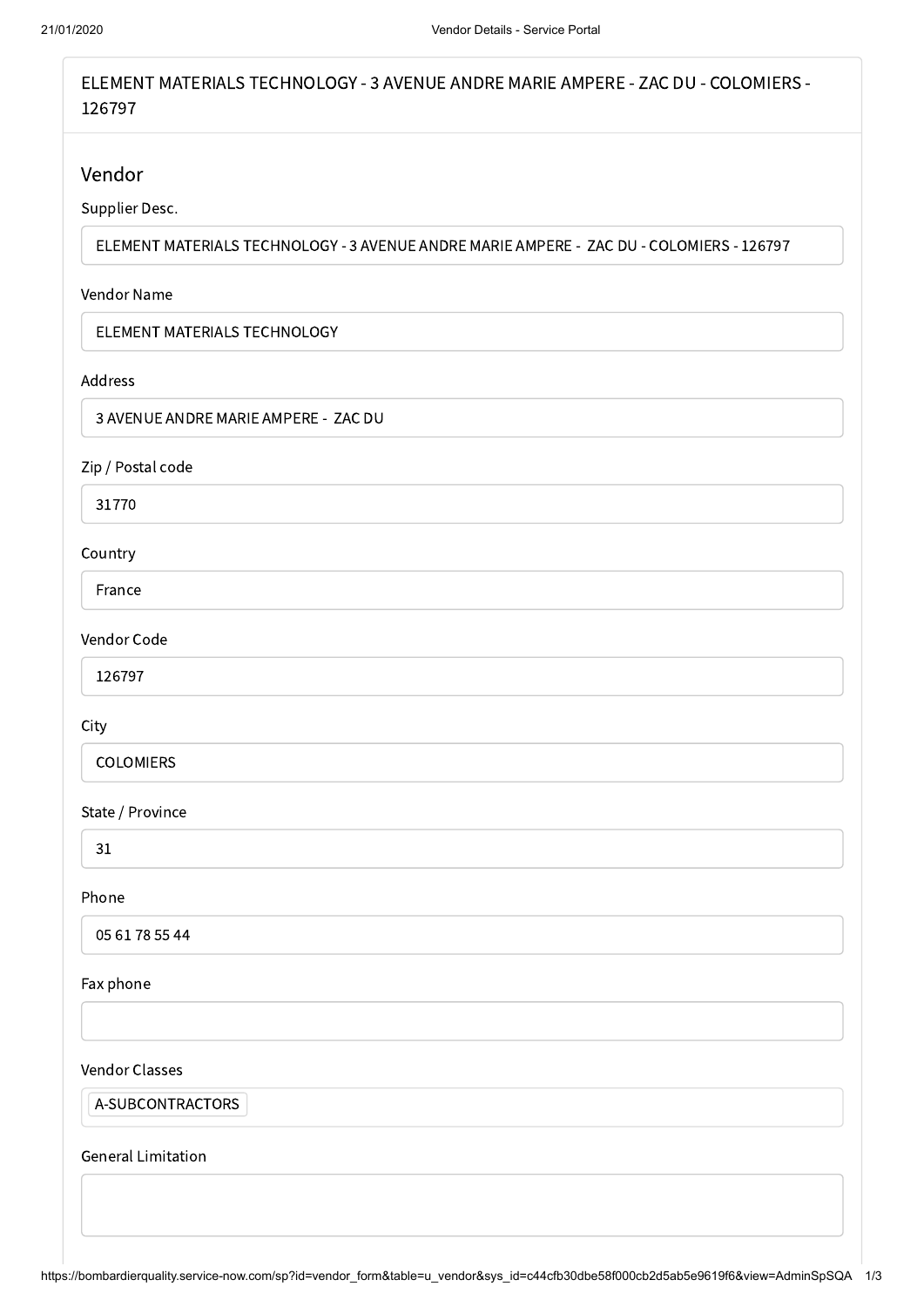ELEMENT MATERIALS TECHNOLOGY - 3 AVENUE ANDRE MARIE AMPERE - ZAC DU - COLOMIERS - 126797

## Vendor

**Supplier Desc.**

ELEMENT MATERIALS TECHNOLOGY - 3 AVENUE ANDRE MARIE AMPERE - ZAC DU - COLOMIERS - 126797

**Vendor Name**

ELEMENT MATERIALS TECHNOLOGY

**Address**

3 AVENUE ANDRE MARIE AMPERE - ZAC DU

**Zip / Postal code**

31770

**Country**

France

**Vendor Code**

126797

**City**

COLOMIERS

**State / Province**

31

**Phone**

05 61 78 55 44

**Fax phone**

**Vendor Classes**

A-SUBCONTRACTORS

**General Limitation**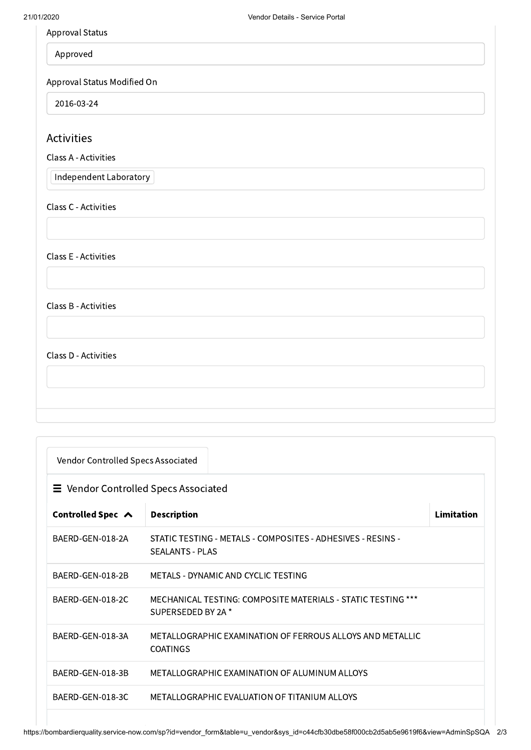Approval Status

Approved

Approval Status Modified On

2016-03-24

## Activities

Class A - Activities

Independent Laboratory

Class C - Activities

Class E - Activities

Class B - Activities

Class D - Activities

Vendor Controlled Specs Associated

### ☰ Vendor Controlled Specs Associated

| Controlled Spec ^ | Description | Limitation |
|---|---|---|
| BAERD-GEN-018-2A | STATIC TESTING - METALS - COMPOSITES - ADHESIVES - RESINS - SEALANTS - PLAS | |
| BAERD-GEN-018-2B | METALS - DYNAMIC AND CYCLIC TESTING | |
| BAERD-GEN-018-2C | MECHANICAL TESTING: COMPOSITE MATERIALS - STATIC TESTING *** SUPERSEDED BY 2A * | |
| BAERD-GEN-018-3A | METALLOGRAPHIC EXAMINATION OF FERROUS ALLOYS AND METALLIC COATINGS | |
| BAERD-GEN-018-3B | METALLOGRAPHIC EXAMINATION OF ALUMINUM ALLOYS | |
| BAERD-GEN-018-3C | METALLOGRAPHIC EVALUATION OF TITANIUM ALLOYS | |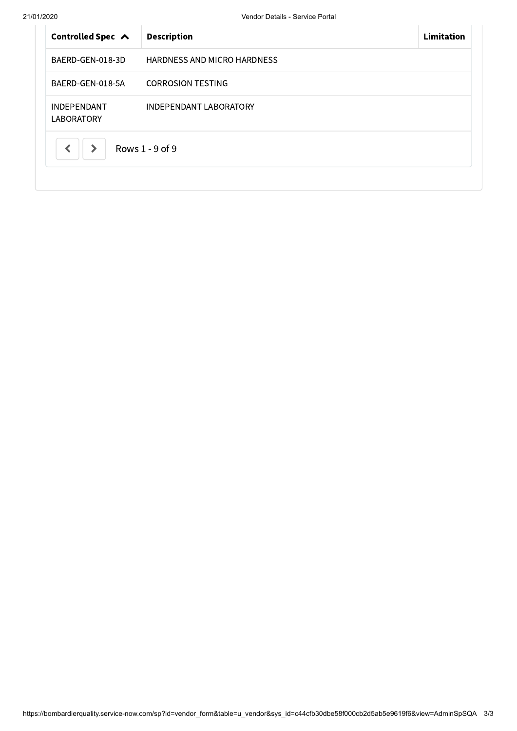| Controlled Spec | Description | Limitation |
|---|---|---|
| BAERD-GEN-018-3D | HARDNESS AND MICRO HARDNESS | |
| BAERD-GEN-018-5A | CORROSION TESTING | |
| INDEPENDANT LABORATORY | INDEPENDANT LABORATORY | |

Rows 1 - 9 of 9